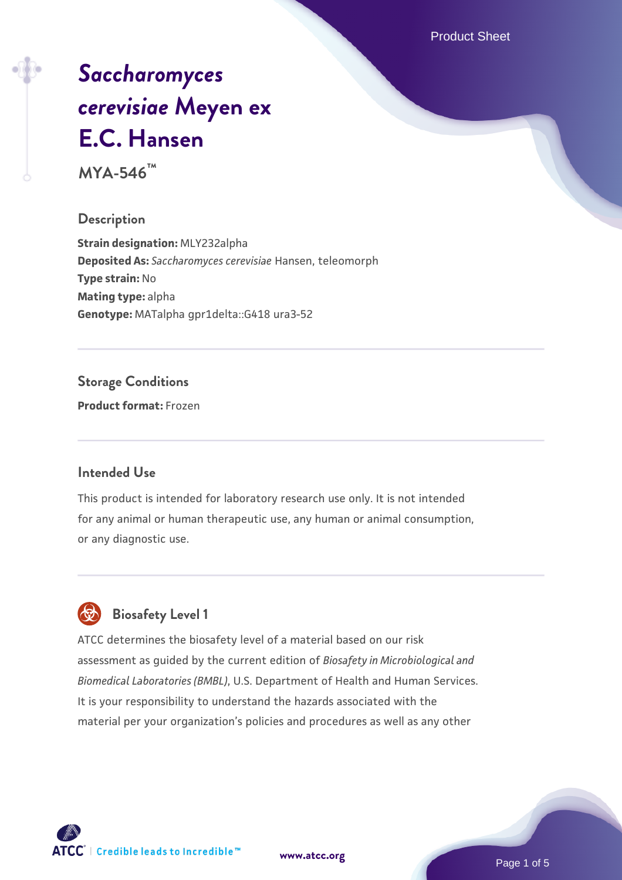# *Saccharomyces cerevisiae* Meyen ex E.C. Hansen

**MYA-546™**

## Description

**Strain designation:** MLY232alpha
**Deposited As:** *Saccharomyces cerevisiae* Hansen, teleomorph
**Type strain:** No
**Mating type:** alpha
**Genotype:** MATalpha gpr1delta::G418 ura3-52

## Storage Conditions

**Product format:** Frozen

## Intended Use

This product is intended for laboratory research use only. It is not intended for any animal or human therapeutic use, any human or animal consumption, or any diagnostic use.

## Biosafety Level 1

ATCC determines the biosafety level of a material based on our risk assessment as guided by the current edition of *Biosafety in Microbiological and Biomedical Laboratories (BMBL)*, U.S. Department of Health and Human Services. It is your responsibility to understand the hazards associated with the material per your organization's policies and procedures as well as any other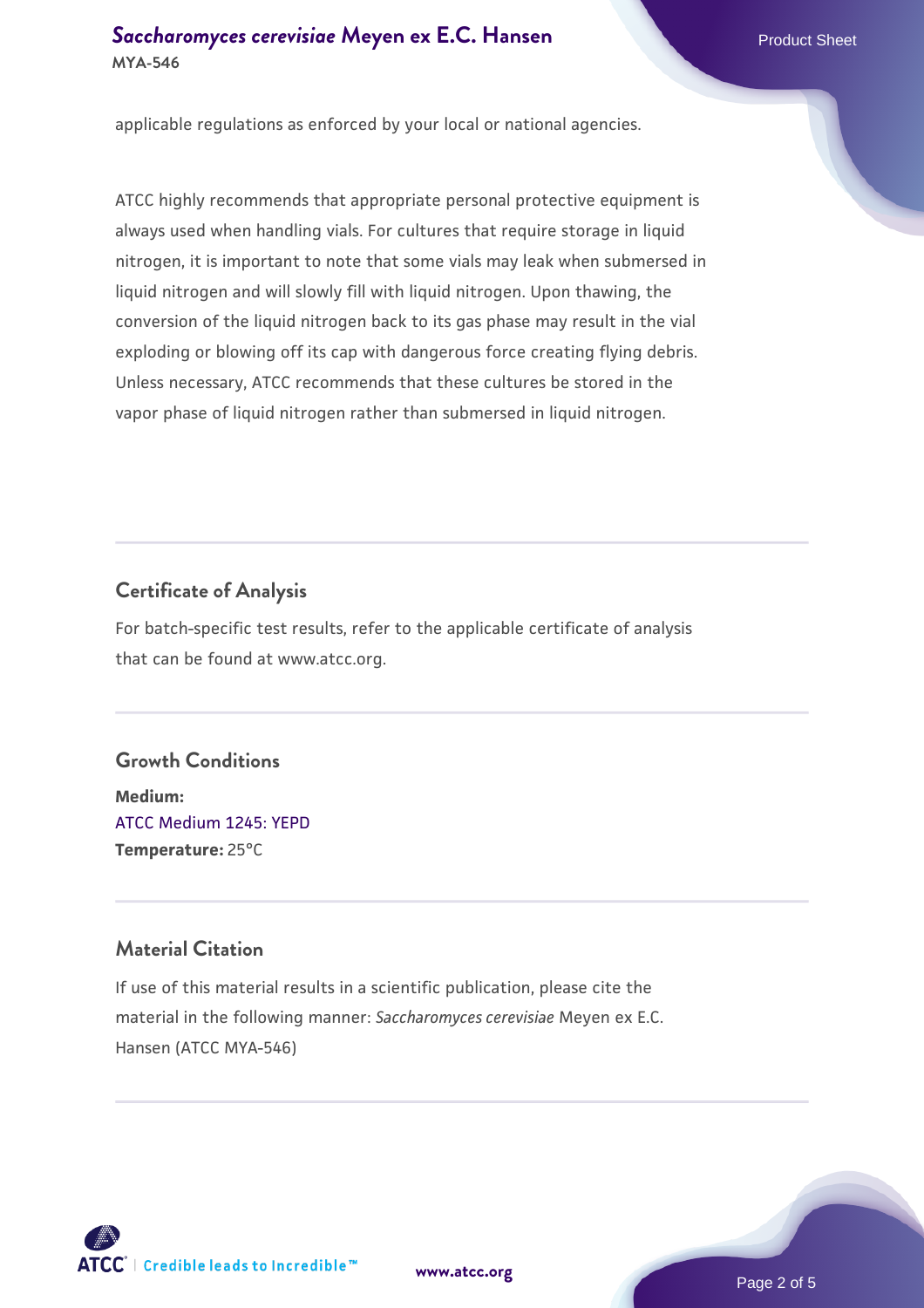applicable regulations as enforced by your local or national agencies.

ATCC highly recommends that appropriate personal protective equipment is always used when handling vials. For cultures that require storage in liquid nitrogen, it is important to note that some vials may leak when submersed in liquid nitrogen and will slowly fill with liquid nitrogen. Upon thawing, the conversion of the liquid nitrogen back to its gas phase may result in the vial exploding or blowing off its cap with dangerous force creating flying debris. Unless necessary, ATCC recommends that these cultures be stored in the vapor phase of liquid nitrogen rather than submersed in liquid nitrogen.

## Certificate of Analysis

For batch-specific test results, refer to the applicable certificate of analysis that can be found at www.atcc.org.

## Growth Conditions

**Medium:**
ATCC Medium 1245: YEPD
**Temperature:** 25°C

## Material Citation

If use of this material results in a scientific publication, please cite the material in the following manner: *Saccharomyces cerevisiae* Meyen ex E.C. Hansen (ATCC MYA-546)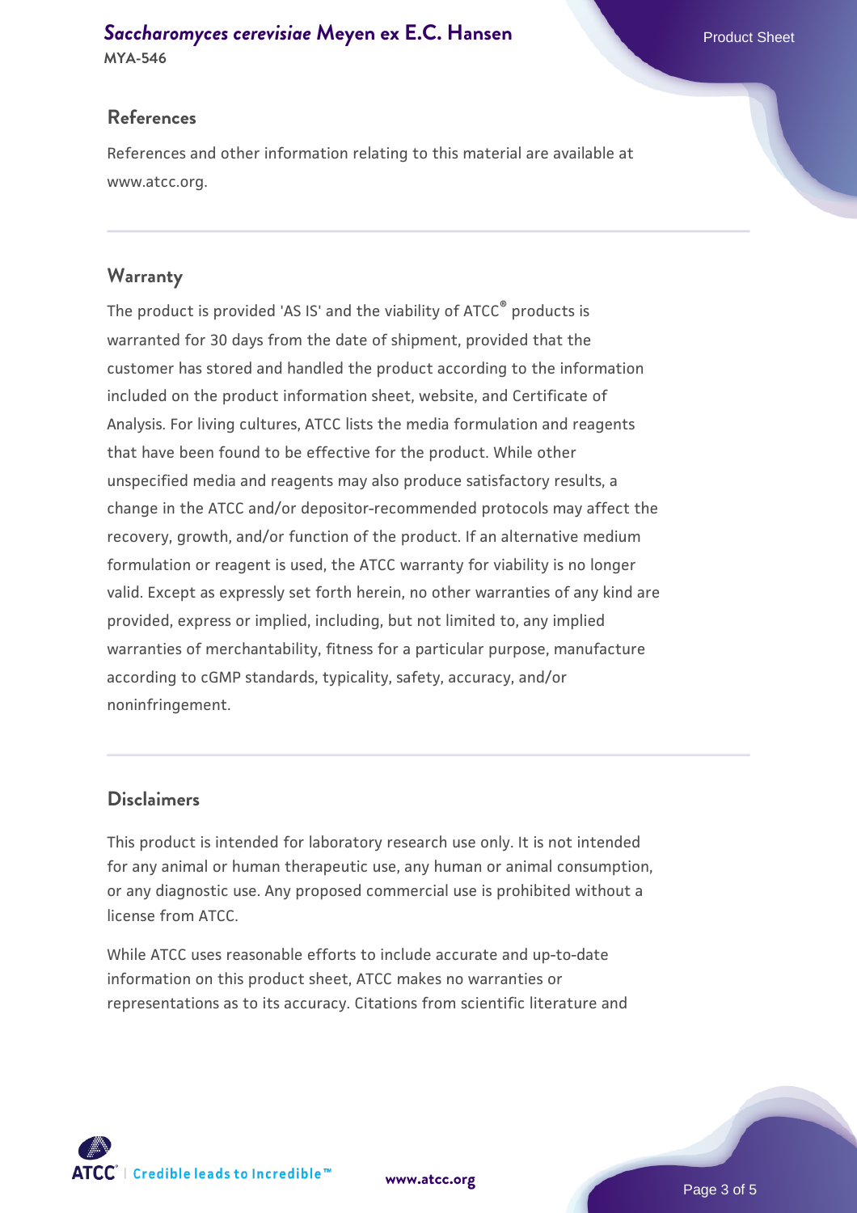## References

References and other information relating to this material are available at www.atcc.org.

## Warranty

The product is provided 'AS IS' and the viability of ATCC® products is warranted for 30 days from the date of shipment, provided that the customer has stored and handled the product according to the information included on the product information sheet, website, and Certificate of Analysis. For living cultures, ATCC lists the media formulation and reagents that have been found to be effective for the product. While other unspecified media and reagents may also produce satisfactory results, a change in the ATCC and/or depositor-recommended protocols may affect the recovery, growth, and/or function of the product. If an alternative medium formulation or reagent is used, the ATCC warranty for viability is no longer valid. Except as expressly set forth herein, no other warranties of any kind are provided, express or implied, including, but not limited to, any implied warranties of merchantability, fitness for a particular purpose, manufacture according to cGMP standards, typicality, safety, accuracy, and/or noninfringement.

## Disclaimers

This product is intended for laboratory research use only. It is not intended for any animal or human therapeutic use, any human or animal consumption, or any diagnostic use. Any proposed commercial use is prohibited without a license from ATCC.

While ATCC uses reasonable efforts to include accurate and up-to-date information on this product sheet, ATCC makes no warranties or representations as to its accuracy. Citations from scientific literature and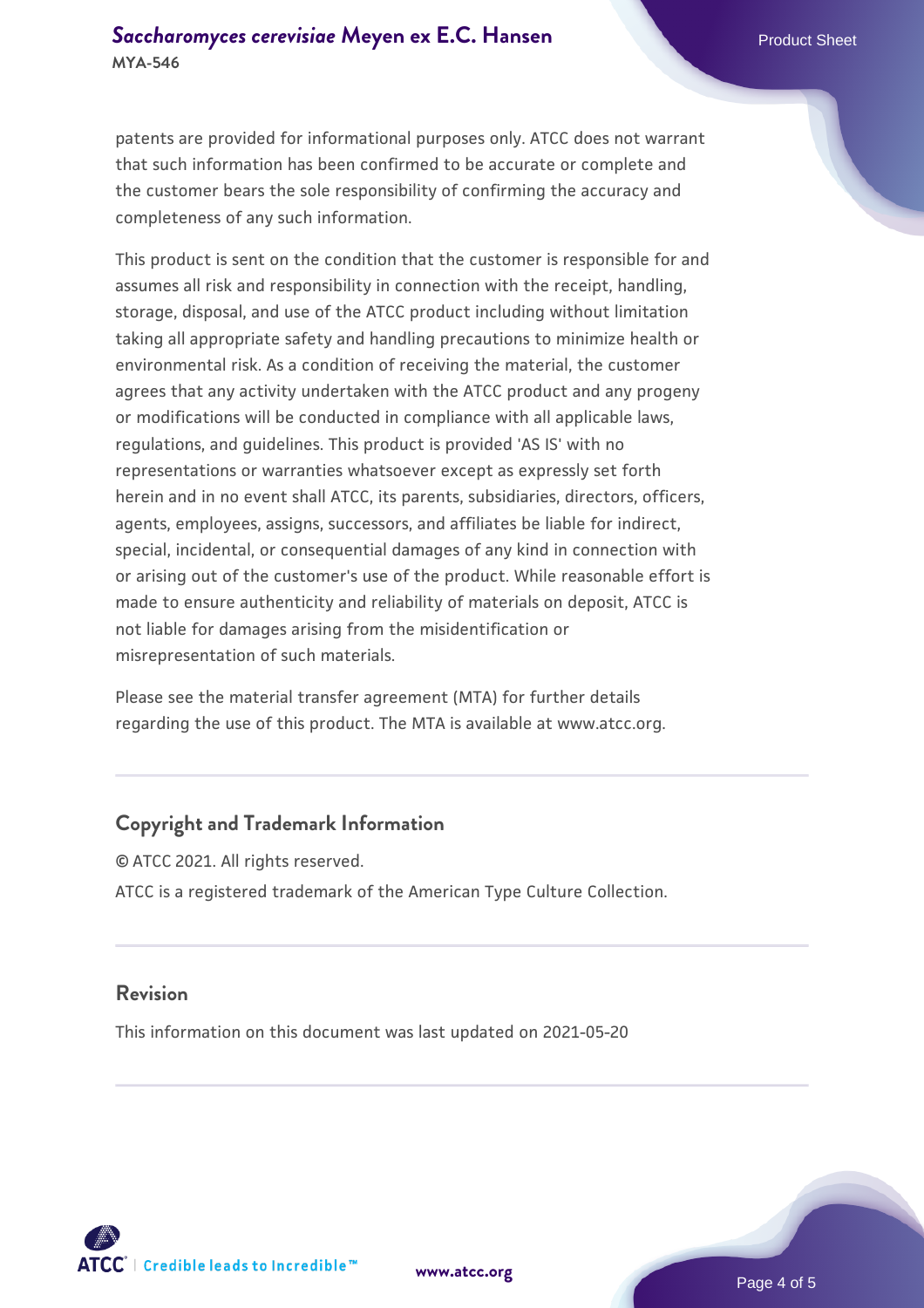patents are provided for informational purposes only. ATCC does not warrant that such information has been confirmed to be accurate or complete and the customer bears the sole responsibility of confirming the accuracy and completeness of any such information.

This product is sent on the condition that the customer is responsible for and assumes all risk and responsibility in connection with the receipt, handling, storage, disposal, and use of the ATCC product including without limitation taking all appropriate safety and handling precautions to minimize health or environmental risk. As a condition of receiving the material, the customer agrees that any activity undertaken with the ATCC product and any progeny or modifications will be conducted in compliance with all applicable laws, regulations, and guidelines. This product is provided 'AS IS' with no representations or warranties whatsoever except as expressly set forth herein and in no event shall ATCC, its parents, subsidiaries, directors, officers, agents, employees, assigns, successors, and affiliates be liable for indirect, special, incidental, or consequential damages of any kind in connection with or arising out of the customer's use of the product. While reasonable effort is made to ensure authenticity and reliability of materials on deposit, ATCC is not liable for damages arising from the misidentification or misrepresentation of such materials.

Please see the material transfer agreement (MTA) for further details regarding the use of this product. The MTA is available at www.atcc.org.

## Copyright and Trademark Information

© ATCC 2021. All rights reserved.

ATCC is a registered trademark of the American Type Culture Collection.

## Revision

This information on this document was last updated on 2021-05-20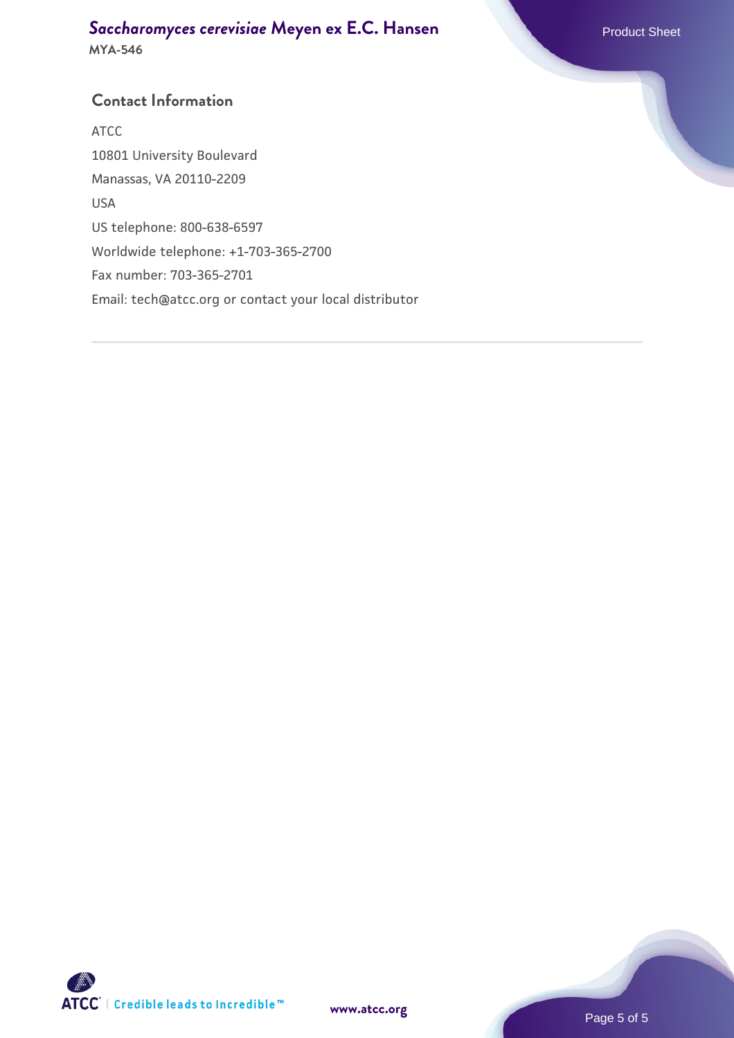## Contact Information

ATCC

10801 University Boulevard

Manassas, VA 20110-2209

USA

US telephone: 800-638-6597

Worldwide telephone: +1-703-365-2700

Fax number: 703-365-2701

Email: tech@atcc.org or contact your local distributor